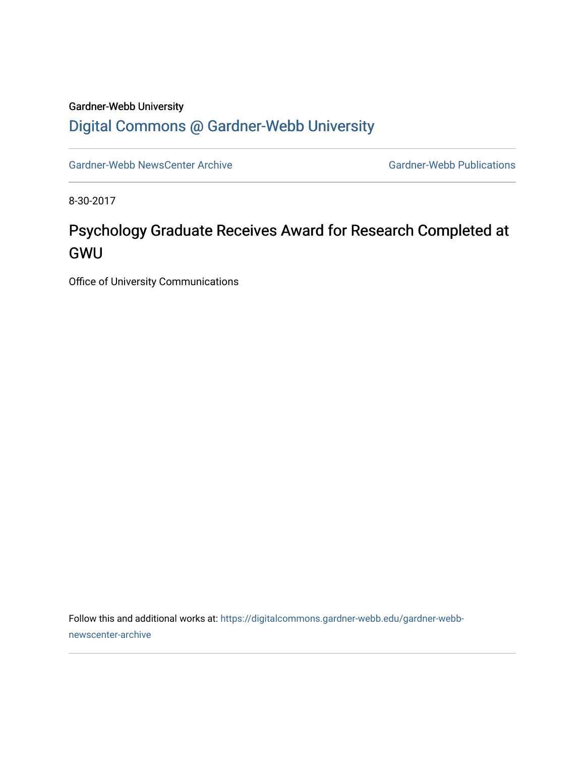Gardner-Webb University

## Digital Commons @ Gardner-Webb University

Gardner-Webb NewsCenter Archive

Gardner-Webb Publications

8-30-2017

# Psychology Graduate Receives Award for Research Completed at GWU

Office of University Communications

Follow this and additional works at: https://digitalcommons.gardner-webb.edu/gardner-webb-newscenter-archive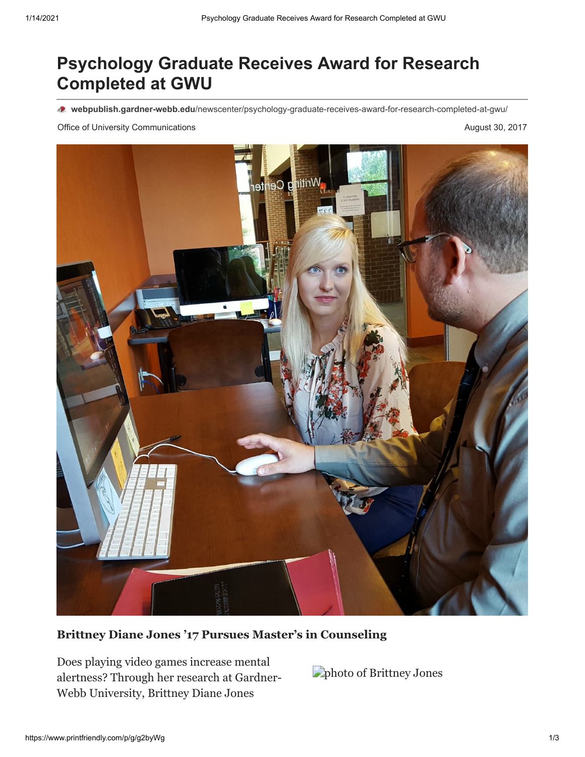# Psychology Graduate Receives Award for Research Completed at GWU

**webpublish.gardner-webb.edu**/newscenter/psychology-graduate-receives-award-for-research-completed-at-gwu/

Office of University Communications

August 30, 2017

**Brittney Diane Jones '17 Pursues Master's in Counseling**

Does playing video games increase mental alertness? Through her research at Gardner-Webb University, Brittney Diane Jones

photo of Brittney Jones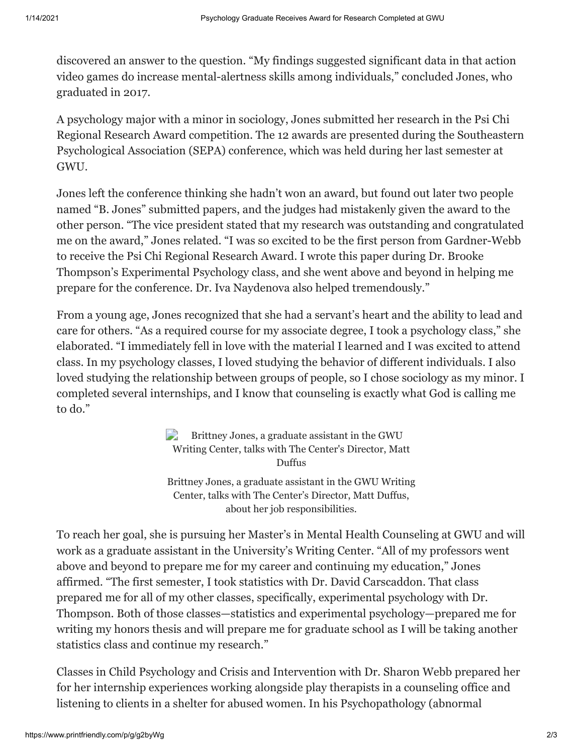discovered an answer to the question. “My findings suggested significant data in that action video games do increase mental-alertness skills among individuals,” concluded Jones, who graduated in 2017.

A psychology major with a minor in sociology, Jones submitted her research in the Psi Chi Regional Research Award competition. The 12 awards are presented during the Southeastern Psychological Association (SEPA) conference, which was held during her last semester at GWU.

Jones left the conference thinking she hadn’t won an award, but found out later two people named “B. Jones” submitted papers, and the judges had mistakenly given the award to the other person. “The vice president stated that my research was outstanding and congratulated me on the award,” Jones related. “I was so excited to be the first person from Gardner-Webb to receive the Psi Chi Regional Research Award. I wrote this paper during Dr. Brooke Thompson’s Experimental Psychology class, and she went above and beyond in helping me prepare for the conference. Dr. Iva Naydenova also helped tremendously.”

From a young age, Jones recognized that she had a servant’s heart and the ability to lead and care for others. “As a required course for my associate degree, I took a psychology class,” she elaborated. “I immediately fell in love with the material I learned and I was excited to attend class. In my psychology classes, I loved studying the behavior of different individuals. I also loved studying the relationship between groups of people, so I chose sociology as my minor. I completed several internships, and I know that counseling is exactly what God is calling me to do.”

Brittney Jones, a graduate assistant in the GWU Writing Center, talks with The Center's Director, Matt Duffus

Brittney Jones, a graduate assistant in the GWU Writing Center, talks with The Center’s Director, Matt Duffus, about her job responsibilities.

To reach her goal, she is pursuing her Master’s in Mental Health Counseling at GWU and will work as a graduate assistant in the University’s Writing Center. “All of my professors went above and beyond to prepare me for my career and continuing my education,” Jones affirmed. “The first semester, I took statistics with Dr. David Carscaddon. That class prepared me for all of my other classes, specifically, experimental psychology with Dr. Thompson. Both of those classes—statistics and experimental psychology—prepared me for writing my honors thesis and will prepare me for graduate school as I will be taking another statistics class and continue my research.”

Classes in Child Psychology and Crisis and Intervention with Dr. Sharon Webb prepared her for her internship experiences working alongside play therapists in a counseling office and listening to clients in a shelter for abused women. In his Psychopathology (abnormal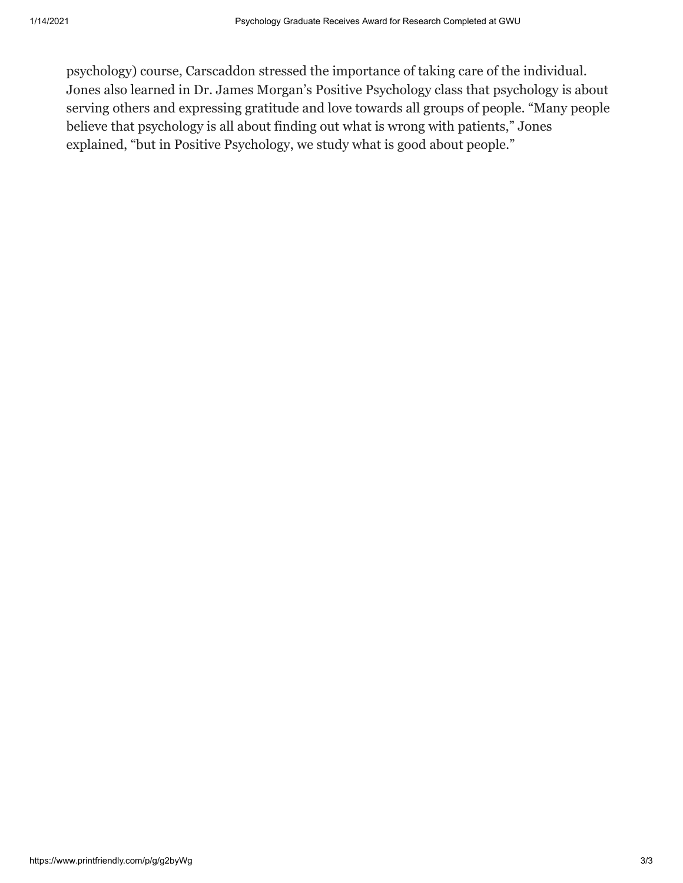psychology) course, Carscaddon stressed the importance of taking care of the individual. Jones also learned in Dr. James Morgan's Positive Psychology class that psychology is about serving others and expressing gratitude and love towards all groups of people. "Many people believe that psychology is all about finding out what is wrong with patients," Jones explained, "but in Positive Psychology, we study what is good about people."